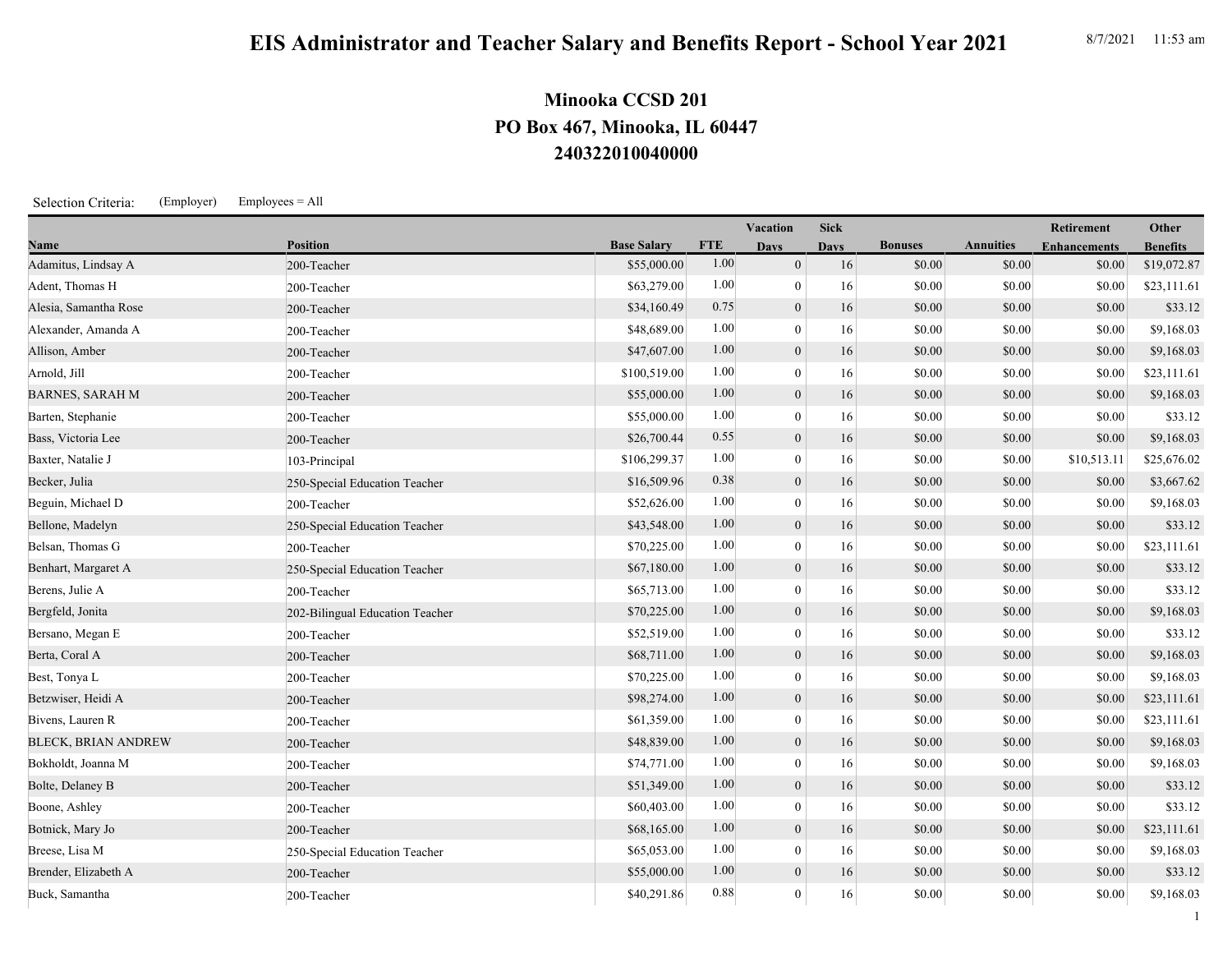# EIS Administrator and Teacher Salary and Benefits Report - School Year 2021

8/7/2021 11:53 am

## Minooka CCSD 201
## PO Box 467, Minooka, IL 60447
## 240322010040000

Selection Criteria: (Employer) Employees = All

| Name | Position | Base Salary | FTE | Vacation Days | Sick Days | Bonuses | Annuities | Retirement Enhancements | Other Benefits |
|---|---|---|---|---|---|---|---|---|---|
| Adamitus, Lindsay A | 200-Teacher | $55,000.00 | 1.00 | 0 | 16 | $0.00 | $0.00 | $0.00 | $19,072.87 |
| Adent, Thomas H | 200-Teacher | $63,279.00 | 1.00 | 0 | 16 | $0.00 | $0.00 | $0.00 | $23,111.61 |
| Alesia, Samantha Rose | 200-Teacher | $34,160.49 | 0.75 | 0 | 16 | $0.00 | $0.00 | $0.00 | $33.12 |
| Alexander, Amanda A | 200-Teacher | $48,689.00 | 1.00 | 0 | 16 | $0.00 | $0.00 | $0.00 | $9,168.03 |
| Allison, Amber | 200-Teacher | $47,607.00 | 1.00 | 0 | 16 | $0.00 | $0.00 | $0.00 | $9,168.03 |
| Arnold, Jill | 200-Teacher | $100,519.00 | 1.00 | 0 | 16 | $0.00 | $0.00 | $0.00 | $23,111.61 |
| BARNES, SARAH M | 200-Teacher | $55,000.00 | 1.00 | 0 | 16 | $0.00 | $0.00 | $0.00 | $9,168.03 |
| Barten, Stephanie | 200-Teacher | $55,000.00 | 1.00 | 0 | 16 | $0.00 | $0.00 | $0.00 | $33.12 |
| Bass, Victoria Lee | 200-Teacher | $26,700.44 | 0.55 | 0 | 16 | $0.00 | $0.00 | $0.00 | $9,168.03 |
| Baxter, Natalie J | 103-Principal | $106,299.37 | 1.00 | 0 | 16 | $0.00 | $0.00 | $10,513.11 | $25,676.02 |
| Becker, Julia | 250-Special Education Teacher | $16,509.96 | 0.38 | 0 | 16 | $0.00 | $0.00 | $0.00 | $3,667.62 |
| Beguin, Michael D | 200-Teacher | $52,626.00 | 1.00 | 0 | 16 | $0.00 | $0.00 | $0.00 | $9,168.03 |
| Bellone, Madelyn | 250-Special Education Teacher | $43,548.00 | 1.00 | 0 | 16 | $0.00 | $0.00 | $0.00 | $33.12 |
| Belsan, Thomas G | 200-Teacher | $70,225.00 | 1.00 | 0 | 16 | $0.00 | $0.00 | $0.00 | $23,111.61 |
| Benhart, Margaret A | 250-Special Education Teacher | $67,180.00 | 1.00 | 0 | 16 | $0.00 | $0.00 | $0.00 | $33.12 |
| Berens, Julie A | 200-Teacher | $65,713.00 | 1.00 | 0 | 16 | $0.00 | $0.00 | $0.00 | $33.12 |
| Bergfeld, Jonita | 202-Bilingual Education Teacher | $70,225.00 | 1.00 | 0 | 16 | $0.00 | $0.00 | $0.00 | $9,168.03 |
| Bersano, Megan E | 200-Teacher | $52,519.00 | 1.00 | 0 | 16 | $0.00 | $0.00 | $0.00 | $33.12 |
| Berta, Coral A | 200-Teacher | $68,711.00 | 1.00 | 0 | 16 | $0.00 | $0.00 | $0.00 | $9,168.03 |
| Best, Tonya L | 200-Teacher | $70,225.00 | 1.00 | 0 | 16 | $0.00 | $0.00 | $0.00 | $9,168.03 |
| Betzwiser, Heidi A | 200-Teacher | $98,274.00 | 1.00 | 0 | 16 | $0.00 | $0.00 | $0.00 | $23,111.61 |
| Bivens, Lauren R | 200-Teacher | $61,359.00 | 1.00 | 0 | 16 | $0.00 | $0.00 | $0.00 | $23,111.61 |
| BLECK, BRIAN ANDREW | 200-Teacher | $48,839.00 | 1.00 | 0 | 16 | $0.00 | $0.00 | $0.00 | $9,168.03 |
| Bokholdt, Joanna M | 200-Teacher | $74,771.00 | 1.00 | 0 | 16 | $0.00 | $0.00 | $0.00 | $9,168.03 |
| Bolte, Delaney B | 200-Teacher | $51,349.00 | 1.00 | 0 | 16 | $0.00 | $0.00 | $0.00 | $33.12 |
| Boone, Ashley | 200-Teacher | $60,403.00 | 1.00 | 0 | 16 | $0.00 | $0.00 | $0.00 | $33.12 |
| Botnick, Mary Jo | 200-Teacher | $68,165.00 | 1.00 | 0 | 16 | $0.00 | $0.00 | $0.00 | $23,111.61 |
| Breese, Lisa M | 250-Special Education Teacher | $65,053.00 | 1.00 | 0 | 16 | $0.00 | $0.00 | $0.00 | $9,168.03 |
| Brender, Elizabeth A | 200-Teacher | $55,000.00 | 1.00 | 0 | 16 | $0.00 | $0.00 | $0.00 | $33.12 |
| Buck, Samantha | 200-Teacher | $40,291.86 | 0.88 | 0 | 16 | $0.00 | $0.00 | $0.00 | $9,168.03 |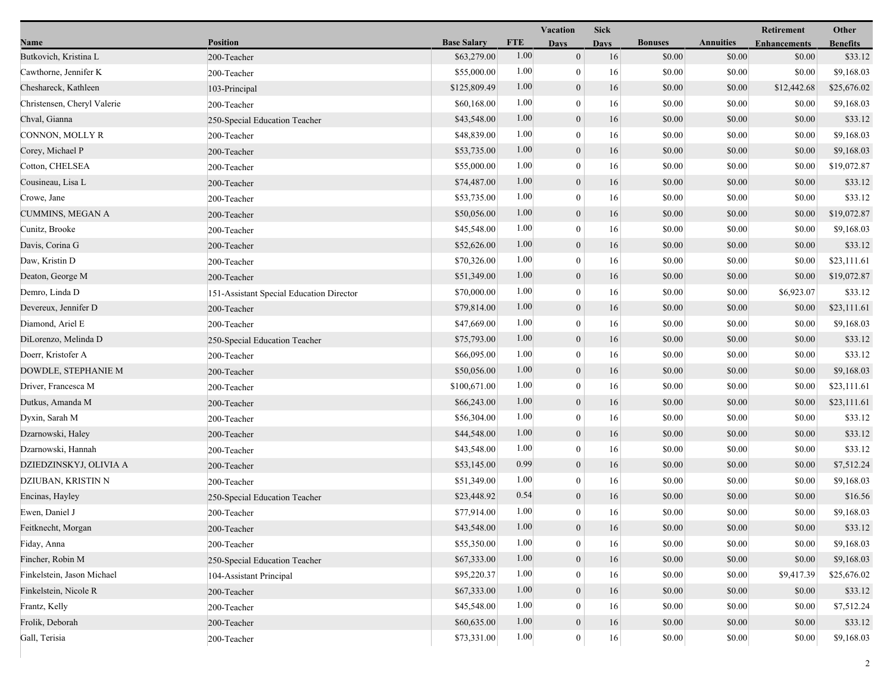| Name | Position | Base Salary | FTE | Vacation Days | Sick Days | Bonuses | Annuities | Retirement Enhancements | Other Benefits |
|---|---|---|---|---|---|---|---|---|---|
| Butkovich, Kristina L | 200-Teacher | $63,279.00 | 1.00 | 0 | 16 | $0.00 | $0.00 | $0.00 | $33.12 |
| Cawthorne, Jennifer K | 200-Teacher | $55,000.00 | 1.00 | 0 | 16 | $0.00 | $0.00 | $0.00 | $9,168.03 |
| Cheshareck, Kathleen | 103-Principal | $125,809.49 | 1.00 | 0 | 16 | $0.00 | $0.00 | $12,442.68 | $25,676.02 |
| Christensen, Cheryl Valerie | 200-Teacher | $60,168.00 | 1.00 | 0 | 16 | $0.00 | $0.00 | $0.00 | $9,168.03 |
| Chval, Gianna | 250-Special Education Teacher | $43,548.00 | 1.00 | 0 | 16 | $0.00 | $0.00 | $0.00 | $33.12 |
| CONNON, MOLLY R | 200-Teacher | $48,839.00 | 1.00 | 0 | 16 | $0.00 | $0.00 | $0.00 | $9,168.03 |
| Corey, Michael P | 200-Teacher | $53,735.00 | 1.00 | 0 | 16 | $0.00 | $0.00 | $0.00 | $9,168.03 |
| Cotton, CHELSEA | 200-Teacher | $55,000.00 | 1.00 | 0 | 16 | $0.00 | $0.00 | $0.00 | $19,072.87 |
| Cousineau, Lisa L | 200-Teacher | $74,487.00 | 1.00 | 0 | 16 | $0.00 | $0.00 | $0.00 | $33.12 |
| Crowe, Jane | 200-Teacher | $53,735.00 | 1.00 | 0 | 16 | $0.00 | $0.00 | $0.00 | $33.12 |
| CUMMINS, MEGAN A | 200-Teacher | $50,056.00 | 1.00 | 0 | 16 | $0.00 | $0.00 | $0.00 | $19,072.87 |
| Cunitz, Brooke | 200-Teacher | $45,548.00 | 1.00 | 0 | 16 | $0.00 | $0.00 | $0.00 | $9,168.03 |
| Davis, Corina G | 200-Teacher | $52,626.00 | 1.00 | 0 | 16 | $0.00 | $0.00 | $0.00 | $33.12 |
| Daw, Kristin D | 200-Teacher | $70,326.00 | 1.00 | 0 | 16 | $0.00 | $0.00 | $0.00 | $23,111.61 |
| Deaton, George M | 200-Teacher | $51,349.00 | 1.00 | 0 | 16 | $0.00 | $0.00 | $0.00 | $19,072.87 |
| Demro, Linda D | 151-Assistant Special Education Director | $70,000.00 | 1.00 | 0 | 16 | $0.00 | $0.00 | $6,923.07 | $33.12 |
| Devereux, Jennifer D | 200-Teacher | $79,814.00 | 1.00 | 0 | 16 | $0.00 | $0.00 | $0.00 | $23,111.61 |
| Diamond, Ariel E | 200-Teacher | $47,669.00 | 1.00 | 0 | 16 | $0.00 | $0.00 | $0.00 | $9,168.03 |
| DiLorenzo, Melinda D | 250-Special Education Teacher | $75,793.00 | 1.00 | 0 | 16 | $0.00 | $0.00 | $0.00 | $33.12 |
| Doerr, Kristofer A | 200-Teacher | $66,095.00 | 1.00 | 0 | 16 | $0.00 | $0.00 | $0.00 | $33.12 |
| DOWDLE, STEPHANIE M | 200-Teacher | $50,056.00 | 1.00 | 0 | 16 | $0.00 | $0.00 | $0.00 | $9,168.03 |
| Driver, Francesca M | 200-Teacher | $100,671.00 | 1.00 | 0 | 16 | $0.00 | $0.00 | $0.00 | $23,111.61 |
| Dutkus, Amanda M | 200-Teacher | $66,243.00 | 1.00 | 0 | 16 | $0.00 | $0.00 | $0.00 | $23,111.61 |
| Dyxin, Sarah M | 200-Teacher | $56,304.00 | 1.00 | 0 | 16 | $0.00 | $0.00 | $0.00 | $33.12 |
| Dzarnowski, Haley | 200-Teacher | $44,548.00 | 1.00 | 0 | 16 | $0.00 | $0.00 | $0.00 | $33.12 |
| Dzarnowski, Hannah | 200-Teacher | $43,548.00 | 1.00 | 0 | 16 | $0.00 | $0.00 | $0.00 | $33.12 |
| DZIEDZINSKYJ, OLIVIA A | 200-Teacher | $53,145.00 | 0.99 | 0 | 16 | $0.00 | $0.00 | $0.00 | $7,512.24 |
| DZIUBAN, KRISTIN N | 200-Teacher | $51,349.00 | 1.00 | 0 | 16 | $0.00 | $0.00 | $0.00 | $9,168.03 |
| Encinas, Hayley | 250-Special Education Teacher | $23,448.92 | 0.54 | 0 | 16 | $0.00 | $0.00 | $0.00 | $16.56 |
| Ewen, Daniel J | 200-Teacher | $77,914.00 | 1.00 | 0 | 16 | $0.00 | $0.00 | $0.00 | $9,168.03 |
| Feitknecht, Morgan | 200-Teacher | $43,548.00 | 1.00 | 0 | 16 | $0.00 | $0.00 | $0.00 | $33.12 |
| Fiday, Anna | 200-Teacher | $55,350.00 | 1.00 | 0 | 16 | $0.00 | $0.00 | $0.00 | $9,168.03 |
| Fincher, Robin M | 250-Special Education Teacher | $67,333.00 | 1.00 | 0 | 16 | $0.00 | $0.00 | $0.00 | $9,168.03 |
| Finkelstein, Jason Michael | 104-Assistant Principal | $95,220.37 | 1.00 | 0 | 16 | $0.00 | $0.00 | $9,417.39 | $25,676.02 |
| Finkelstein, Nicole R | 200-Teacher | $67,333.00 | 1.00 | 0 | 16 | $0.00 | $0.00 | $0.00 | $33.12 |
| Frantz, Kelly | 200-Teacher | $45,548.00 | 1.00 | 0 | 16 | $0.00 | $0.00 | $0.00 | $7,512.24 |
| Frolik, Deborah | 200-Teacher | $60,635.00 | 1.00 | 0 | 16 | $0.00 | $0.00 | $0.00 | $33.12 |
| Gall, Terisia | 200-Teacher | $73,331.00 | 1.00 | 0 | 16 | $0.00 | $0.00 | $0.00 | $9,168.03 |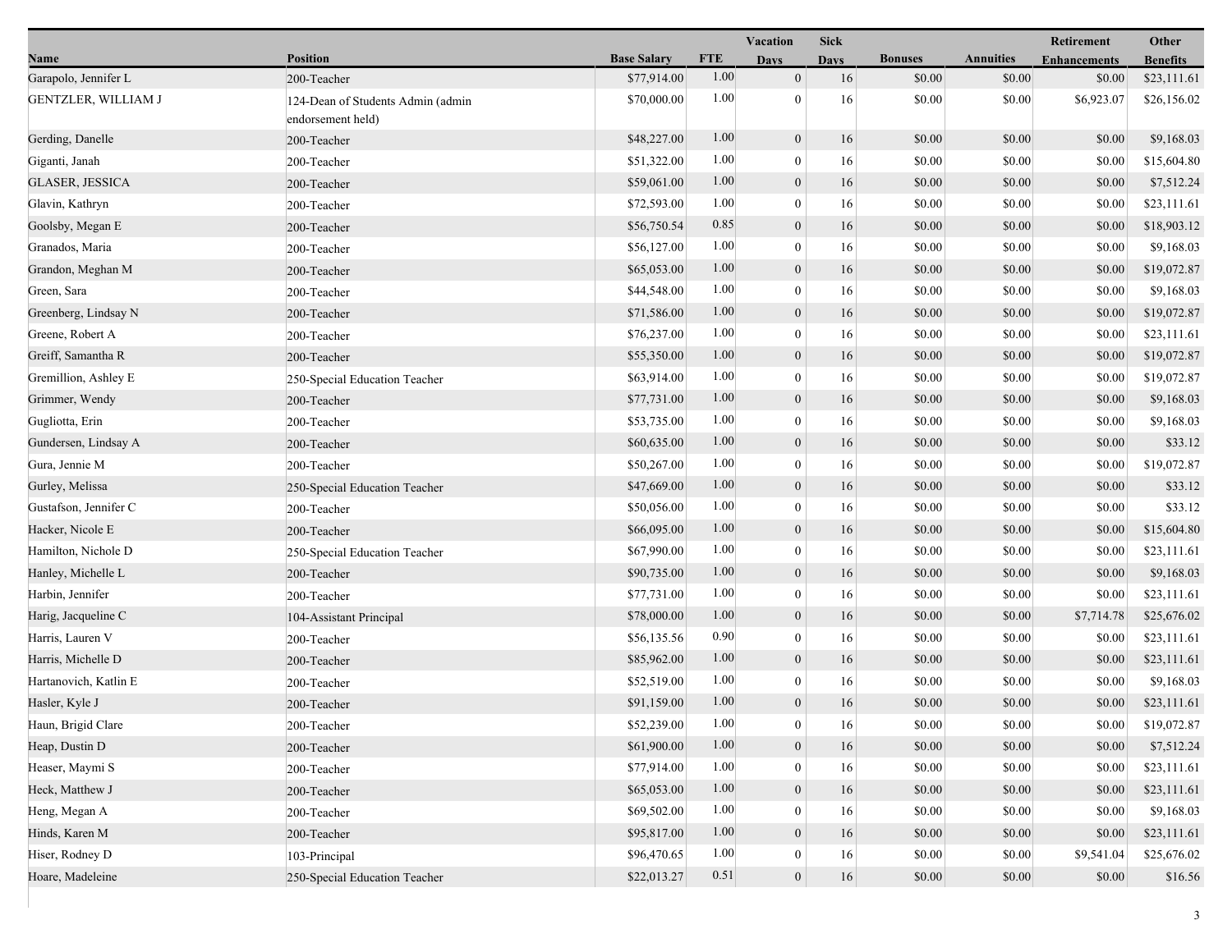| Name | Position | Base Salary | FTE | Vacation Days | Sick Days | Bonuses | Annuities | Retirement Enhancements | Other Benefits |
|---|---|---|---|---|---|---|---|---|---|
| Garapolo, Jennifer L | 200-Teacher | $77,914.00 | 1.00 | 0 | 16 | $0.00 | $0.00 | $0.00 | $23,111.61 |
| GENTZLER, WILLIAM J | 124-Dean of Students Admin (admin endorsement held) | $70,000.00 | 1.00 | 0 | 16 | $0.00 | $0.00 | $6,923.07 | $26,156.02 |
| Gerding, Danelle | 200-Teacher | $48,227.00 | 1.00 | 0 | 16 | $0.00 | $0.00 | $0.00 | $9,168.03 |
| Giganti, Janah | 200-Teacher | $51,322.00 | 1.00 | 0 | 16 | $0.00 | $0.00 | $0.00 | $15,604.80 |
| GLASER, JESSICA | 200-Teacher | $59,061.00 | 1.00 | 0 | 16 | $0.00 | $0.00 | $0.00 | $7,512.24 |
| Glavin, Kathryn | 200-Teacher | $72,593.00 | 1.00 | 0 | 16 | $0.00 | $0.00 | $0.00 | $23,111.61 |
| Goolsby, Megan E | 200-Teacher | $56,750.54 | 0.85 | 0 | 16 | $0.00 | $0.00 | $0.00 | $18,903.12 |
| Granados, Maria | 200-Teacher | $56,127.00 | 1.00 | 0 | 16 | $0.00 | $0.00 | $0.00 | $9,168.03 |
| Grandon, Meghan M | 200-Teacher | $65,053.00 | 1.00 | 0 | 16 | $0.00 | $0.00 | $0.00 | $19,072.87 |
| Green, Sara | 200-Teacher | $44,548.00 | 1.00 | 0 | 16 | $0.00 | $0.00 | $0.00 | $9,168.03 |
| Greenberg, Lindsay N | 200-Teacher | $71,586.00 | 1.00 | 0 | 16 | $0.00 | $0.00 | $0.00 | $19,072.87 |
| Greene, Robert A | 200-Teacher | $76,237.00 | 1.00 | 0 | 16 | $0.00 | $0.00 | $0.00 | $23,111.61 |
| Greiff, Samantha R | 200-Teacher | $55,350.00 | 1.00 | 0 | 16 | $0.00 | $0.00 | $0.00 | $19,072.87 |
| Gremillion, Ashley E | 250-Special Education Teacher | $63,914.00 | 1.00 | 0 | 16 | $0.00 | $0.00 | $0.00 | $19,072.87 |
| Grimmer, Wendy | 200-Teacher | $77,731.00 | 1.00 | 0 | 16 | $0.00 | $0.00 | $0.00 | $9,168.03 |
| Gugliotta, Erin | 200-Teacher | $53,735.00 | 1.00 | 0 | 16 | $0.00 | $0.00 | $0.00 | $9,168.03 |
| Gundersen, Lindsay A | 200-Teacher | $60,635.00 | 1.00 | 0 | 16 | $0.00 | $0.00 | $0.00 | $33.12 |
| Gura, Jennie M | 200-Teacher | $50,267.00 | 1.00 | 0 | 16 | $0.00 | $0.00 | $0.00 | $19,072.87 |
| Gurley, Melissa | 250-Special Education Teacher | $47,669.00 | 1.00 | 0 | 16 | $0.00 | $0.00 | $0.00 | $33.12 |
| Gustafson, Jennifer C | 200-Teacher | $50,056.00 | 1.00 | 0 | 16 | $0.00 | $0.00 | $0.00 | $33.12 |
| Hacker, Nicole E | 200-Teacher | $66,095.00 | 1.00 | 0 | 16 | $0.00 | $0.00 | $0.00 | $15,604.80 |
| Hamilton, Nichole D | 250-Special Education Teacher | $67,990.00 | 1.00 | 0 | 16 | $0.00 | $0.00 | $0.00 | $23,111.61 |
| Hanley, Michelle L | 200-Teacher | $90,735.00 | 1.00 | 0 | 16 | $0.00 | $0.00 | $0.00 | $9,168.03 |
| Harbin, Jennifer | 200-Teacher | $77,731.00 | 1.00 | 0 | 16 | $0.00 | $0.00 | $0.00 | $23,111.61 |
| Harig, Jacqueline C | 104-Assistant Principal | $78,000.00 | 1.00 | 0 | 16 | $0.00 | $0.00 | $7,714.78 | $25,676.02 |
| Harris, Lauren V | 200-Teacher | $56,135.56 | 0.90 | 0 | 16 | $0.00 | $0.00 | $0.00 | $23,111.61 |
| Harris, Michelle D | 200-Teacher | $85,962.00 | 1.00 | 0 | 16 | $0.00 | $0.00 | $0.00 | $23,111.61 |
| Hartanovich, Katlin E | 200-Teacher | $52,519.00 | 1.00 | 0 | 16 | $0.00 | $0.00 | $0.00 | $9,168.03 |
| Hasler, Kyle J | 200-Teacher | $91,159.00 | 1.00 | 0 | 16 | $0.00 | $0.00 | $0.00 | $23,111.61 |
| Haun, Brigid Clare | 200-Teacher | $52,239.00 | 1.00 | 0 | 16 | $0.00 | $0.00 | $0.00 | $19,072.87 |
| Heap, Dustin D | 200-Teacher | $61,900.00 | 1.00 | 0 | 16 | $0.00 | $0.00 | $0.00 | $7,512.24 |
| Heaser, Maymi S | 200-Teacher | $77,914.00 | 1.00 | 0 | 16 | $0.00 | $0.00 | $0.00 | $23,111.61 |
| Heck, Matthew J | 200-Teacher | $65,053.00 | 1.00 | 0 | 16 | $0.00 | $0.00 | $0.00 | $23,111.61 |
| Heng, Megan A | 200-Teacher | $69,502.00 | 1.00 | 0 | 16 | $0.00 | $0.00 | $0.00 | $9,168.03 |
| Hinds, Karen M | 200-Teacher | $95,817.00 | 1.00 | 0 | 16 | $0.00 | $0.00 | $0.00 | $23,111.61 |
| Hiser, Rodney D | 103-Principal | $96,470.65 | 1.00 | 0 | 16 | $0.00 | $0.00 | $9,541.04 | $25,676.02 |
| Hoare, Madeleine | 250-Special Education Teacher | $22,013.27 | 0.51 | 0 | 16 | $0.00 | $0.00 | $0.00 | $16.56 |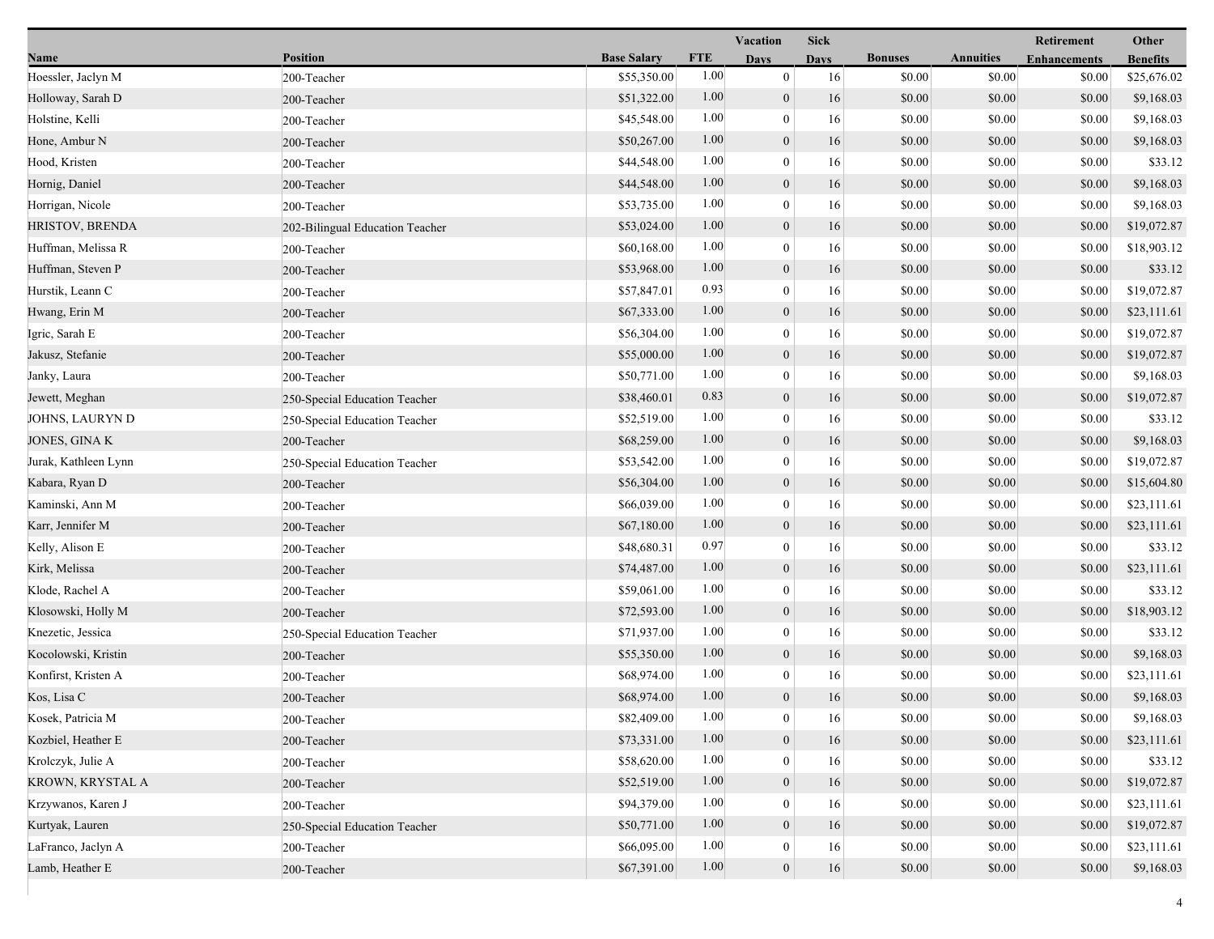| Name | Position | Base Salary | FTE | Vacation Days | Sick Days | Bonuses | Annuities | Retirement Enhancements | Other Benefits |
|---|---|---|---|---|---|---|---|---|---|
| Hoessler, Jaclyn M | 200-Teacher | $55,350.00 | 1.00 | 0 | 16 | $0.00 | $0.00 | $0.00 | $25,676.02 |
| Holloway, Sarah D | 200-Teacher | $51,322.00 | 1.00 | 0 | 16 | $0.00 | $0.00 | $0.00 | $9,168.03 |
| Holstine, Kelli | 200-Teacher | $45,548.00 | 1.00 | 0 | 16 | $0.00 | $0.00 | $0.00 | $9,168.03 |
| Hone, Ambur N | 200-Teacher | $50,267.00 | 1.00 | 0 | 16 | $0.00 | $0.00 | $0.00 | $9,168.03 |
| Hood, Kristen | 200-Teacher | $44,548.00 | 1.00 | 0 | 16 | $0.00 | $0.00 | $0.00 | $33.12 |
| Hornig, Daniel | 200-Teacher | $44,548.00 | 1.00 | 0 | 16 | $0.00 | $0.00 | $0.00 | $9,168.03 |
| Horrigan, Nicole | 200-Teacher | $53,735.00 | 1.00 | 0 | 16 | $0.00 | $0.00 | $0.00 | $9,168.03 |
| HRISTOV, BRENDA | 202-Bilingual Education Teacher | $53,024.00 | 1.00 | 0 | 16 | $0.00 | $0.00 | $0.00 | $19,072.87 |
| Huffman, Melissa R | 200-Teacher | $60,168.00 | 1.00 | 0 | 16 | $0.00 | $0.00 | $0.00 | $18,903.12 |
| Huffman, Steven P | 200-Teacher | $53,968.00 | 1.00 | 0 | 16 | $0.00 | $0.00 | $0.00 | $33.12 |
| Hurstik, Leann C | 200-Teacher | $57,847.01 | 0.93 | 0 | 16 | $0.00 | $0.00 | $0.00 | $19,072.87 |
| Hwang, Erin M | 200-Teacher | $67,333.00 | 1.00 | 0 | 16 | $0.00 | $0.00 | $0.00 | $23,111.61 |
| Igric, Sarah E | 200-Teacher | $56,304.00 | 1.00 | 0 | 16 | $0.00 | $0.00 | $0.00 | $19,072.87 |
| Jakusz, Stefanie | 200-Teacher | $55,000.00 | 1.00 | 0 | 16 | $0.00 | $0.00 | $0.00 | $19,072.87 |
| Janky, Laura | 200-Teacher | $50,771.00 | 1.00 | 0 | 16 | $0.00 | $0.00 | $0.00 | $9,168.03 |
| Jewett, Meghan | 250-Special Education Teacher | $38,460.01 | 0.83 | 0 | 16 | $0.00 | $0.00 | $0.00 | $19,072.87 |
| JOHNS, LAURYN D | 250-Special Education Teacher | $52,519.00 | 1.00 | 0 | 16 | $0.00 | $0.00 | $0.00 | $33.12 |
| JONES, GINA K | 200-Teacher | $68,259.00 | 1.00 | 0 | 16 | $0.00 | $0.00 | $0.00 | $9,168.03 |
| Jurak, Kathleen Lynn | 250-Special Education Teacher | $53,542.00 | 1.00 | 0 | 16 | $0.00 | $0.00 | $0.00 | $19,072.87 |
| Kabara, Ryan D | 200-Teacher | $56,304.00 | 1.00 | 0 | 16 | $0.00 | $0.00 | $0.00 | $15,604.80 |
| Kaminski, Ann M | 200-Teacher | $66,039.00 | 1.00 | 0 | 16 | $0.00 | $0.00 | $0.00 | $23,111.61 |
| Karr, Jennifer M | 200-Teacher | $67,180.00 | 1.00 | 0 | 16 | $0.00 | $0.00 | $0.00 | $23,111.61 |
| Kelly, Alison E | 200-Teacher | $48,680.31 | 0.97 | 0 | 16 | $0.00 | $0.00 | $0.00 | $33.12 |
| Kirk, Melissa | 200-Teacher | $74,487.00 | 1.00 | 0 | 16 | $0.00 | $0.00 | $0.00 | $23,111.61 |
| Klode, Rachel A | 200-Teacher | $59,061.00 | 1.00 | 0 | 16 | $0.00 | $0.00 | $0.00 | $33.12 |
| Klosowski, Holly M | 200-Teacher | $72,593.00 | 1.00 | 0 | 16 | $0.00 | $0.00 | $0.00 | $18,903.12 |
| Knezetic, Jessica | 250-Special Education Teacher | $71,937.00 | 1.00 | 0 | 16 | $0.00 | $0.00 | $0.00 | $33.12 |
| Kocolowski, Kristin | 200-Teacher | $55,350.00 | 1.00 | 0 | 16 | $0.00 | $0.00 | $0.00 | $9,168.03 |
| Konfirst, Kristen A | 200-Teacher | $68,974.00 | 1.00 | 0 | 16 | $0.00 | $0.00 | $0.00 | $23,111.61 |
| Kos, Lisa C | 200-Teacher | $68,974.00 | 1.00 | 0 | 16 | $0.00 | $0.00 | $0.00 | $9,168.03 |
| Kosek, Patricia M | 200-Teacher | $82,409.00 | 1.00 | 0 | 16 | $0.00 | $0.00 | $0.00 | $9,168.03 |
| Kozbiel, Heather E | 200-Teacher | $73,331.00 | 1.00 | 0 | 16 | $0.00 | $0.00 | $0.00 | $23,111.61 |
| Krolczyk, Julie A | 200-Teacher | $58,620.00 | 1.00 | 0 | 16 | $0.00 | $0.00 | $0.00 | $33.12 |
| KROWN, KRYSTAL A | 200-Teacher | $52,519.00 | 1.00 | 0 | 16 | $0.00 | $0.00 | $0.00 | $19,072.87 |
| Krzywanos, Karen J | 200-Teacher | $94,379.00 | 1.00 | 0 | 16 | $0.00 | $0.00 | $0.00 | $23,111.61 |
| Kurtyak, Lauren | 250-Special Education Teacher | $50,771.00 | 1.00 | 0 | 16 | $0.00 | $0.00 | $0.00 | $19,072.87 |
| LaFranco, Jaclyn A | 200-Teacher | $66,095.00 | 1.00 | 0 | 16 | $0.00 | $0.00 | $0.00 | $23,111.61 |
| Lamb, Heather E | 200-Teacher | $67,391.00 | 1.00 | 0 | 16 | $0.00 | $0.00 | $0.00 | $9,168.03 |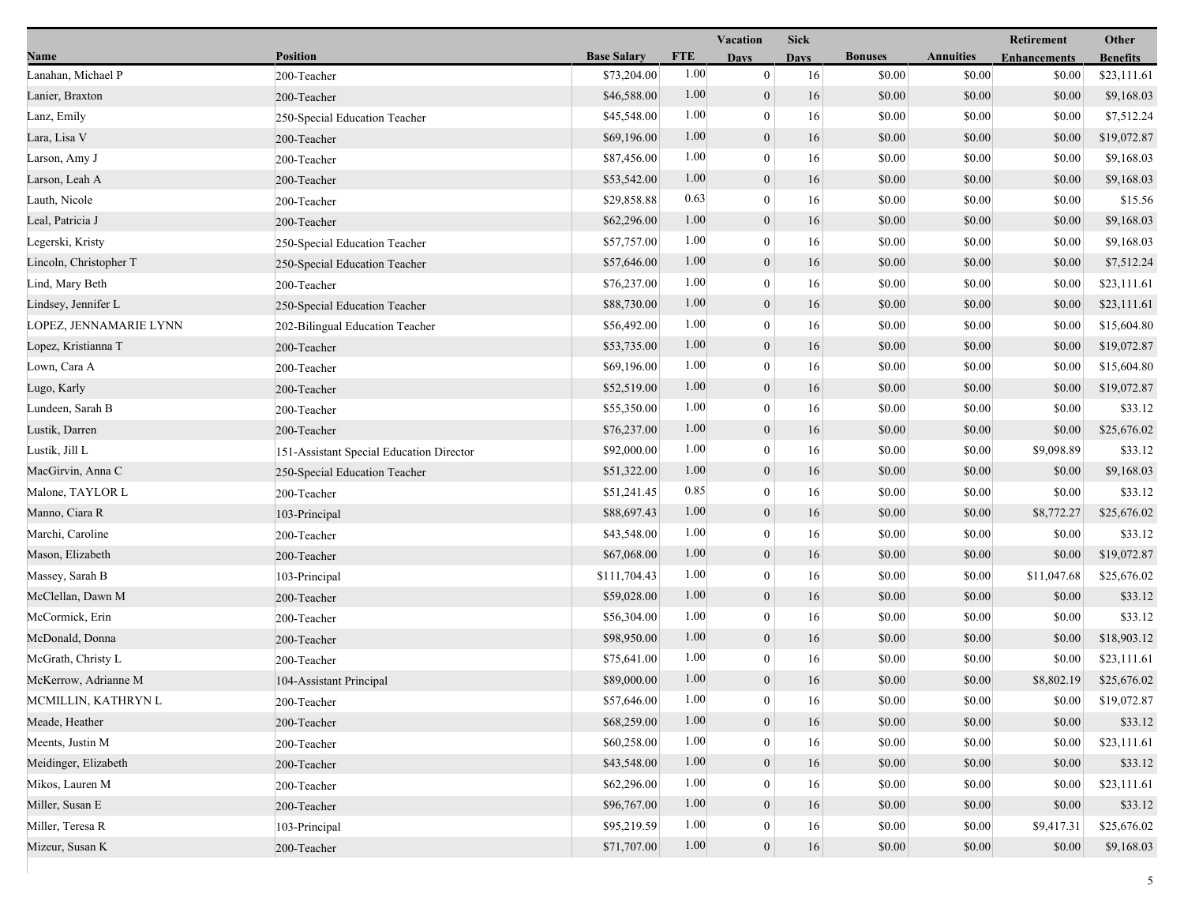| Name | Position | Base Salary | FTE | Vacation Days | Sick Days | Bonuses | Annuities | Retirement Enhancements | Other Benefits |
|---|---|---|---|---|---|---|---|---|---|
| Lanahan, Michael P | 200-Teacher | $73,204.00 | 1.00 | 0 | 16 | $0.00 | $0.00 | $0.00 | $23,111.61 |
| Lanier, Braxton | 200-Teacher | $46,588.00 | 1.00 | 0 | 16 | $0.00 | $0.00 | $0.00 | $9,168.03 |
| Lanz, Emily | 250-Special Education Teacher | $45,548.00 | 1.00 | 0 | 16 | $0.00 | $0.00 | $0.00 | $7,512.24 |
| Lara, Lisa V | 200-Teacher | $69,196.00 | 1.00 | 0 | 16 | $0.00 | $0.00 | $0.00 | $19,072.87 |
| Larson, Amy J | 200-Teacher | $87,456.00 | 1.00 | 0 | 16 | $0.00 | $0.00 | $0.00 | $9,168.03 |
| Larson, Leah A | 200-Teacher | $53,542.00 | 1.00 | 0 | 16 | $0.00 | $0.00 | $0.00 | $9,168.03 |
| Lauth, Nicole | 200-Teacher | $29,858.88 | 0.63 | 0 | 16 | $0.00 | $0.00 | $0.00 | $15.56 |
| Leal, Patricia J | 200-Teacher | $62,296.00 | 1.00 | 0 | 16 | $0.00 | $0.00 | $0.00 | $9,168.03 |
| Legerski, Kristy | 250-Special Education Teacher | $57,757.00 | 1.00 | 0 | 16 | $0.00 | $0.00 | $0.00 | $9,168.03 |
| Lincoln, Christopher T | 250-Special Education Teacher | $57,646.00 | 1.00 | 0 | 16 | $0.00 | $0.00 | $0.00 | $7,512.24 |
| Lind, Mary Beth | 200-Teacher | $76,237.00 | 1.00 | 0 | 16 | $0.00 | $0.00 | $0.00 | $23,111.61 |
| Lindsey, Jennifer L | 250-Special Education Teacher | $88,730.00 | 1.00 | 0 | 16 | $0.00 | $0.00 | $0.00 | $23,111.61 |
| LOPEZ, JENNAMARIE LYNN | 202-Bilingual Education Teacher | $56,492.00 | 1.00 | 0 | 16 | $0.00 | $0.00 | $0.00 | $15,604.80 |
| Lopez, Kristianna T | 200-Teacher | $53,735.00 | 1.00 | 0 | 16 | $0.00 | $0.00 | $0.00 | $19,072.87 |
| Lown, Cara A | 200-Teacher | $69,196.00 | 1.00 | 0 | 16 | $0.00 | $0.00 | $0.00 | $15,604.80 |
| Lugo, Karly | 200-Teacher | $52,519.00 | 1.00 | 0 | 16 | $0.00 | $0.00 | $0.00 | $19,072.87 |
| Lundeen, Sarah B | 200-Teacher | $55,350.00 | 1.00 | 0 | 16 | $0.00 | $0.00 | $0.00 | $33.12 |
| Lustik, Darren | 200-Teacher | $76,237.00 | 1.00 | 0 | 16 | $0.00 | $0.00 | $0.00 | $25,676.02 |
| Lustik, Jill L | 151-Assistant Special Education Director | $92,000.00 | 1.00 | 0 | 16 | $0.00 | $0.00 | $9,098.89 | $33.12 |
| MacGirvin, Anna C | 250-Special Education Teacher | $51,322.00 | 1.00 | 0 | 16 | $0.00 | $0.00 | $0.00 | $9,168.03 |
| Malone, TAYLOR L | 200-Teacher | $51,241.45 | 0.85 | 0 | 16 | $0.00 | $0.00 | $0.00 | $33.12 |
| Manno, Ciara R | 103-Principal | $88,697.43 | 1.00 | 0 | 16 | $0.00 | $0.00 | $8,772.27 | $25,676.02 |
| Marchi, Caroline | 200-Teacher | $43,548.00 | 1.00 | 0 | 16 | $0.00 | $0.00 | $0.00 | $33.12 |
| Mason, Elizabeth | 200-Teacher | $67,068.00 | 1.00 | 0 | 16 | $0.00 | $0.00 | $0.00 | $19,072.87 |
| Massey, Sarah B | 103-Principal | $111,704.43 | 1.00 | 0 | 16 | $0.00 | $0.00 | $11,047.68 | $25,676.02 |
| McClellan, Dawn M | 200-Teacher | $59,028.00 | 1.00 | 0 | 16 | $0.00 | $0.00 | $0.00 | $33.12 |
| McCormick, Erin | 200-Teacher | $56,304.00 | 1.00 | 0 | 16 | $0.00 | $0.00 | $0.00 | $33.12 |
| McDonald, Donna | 200-Teacher | $98,950.00 | 1.00 | 0 | 16 | $0.00 | $0.00 | $0.00 | $18,903.12 |
| McGrath, Christy L | 200-Teacher | $75,641.00 | 1.00 | 0 | 16 | $0.00 | $0.00 | $0.00 | $23,111.61 |
| McKerrow, Adrianne M | 104-Assistant Principal | $89,000.00 | 1.00 | 0 | 16 | $0.00 | $0.00 | $8,802.19 | $25,676.02 |
| MCMILLIN, KATHRYN L | 200-Teacher | $57,646.00 | 1.00 | 0 | 16 | $0.00 | $0.00 | $0.00 | $19,072.87 |
| Meade, Heather | 200-Teacher | $68,259.00 | 1.00 | 0 | 16 | $0.00 | $0.00 | $0.00 | $33.12 |
| Meents, Justin M | 200-Teacher | $60,258.00 | 1.00 | 0 | 16 | $0.00 | $0.00 | $0.00 | $23,111.61 |
| Meidinger, Elizabeth | 200-Teacher | $43,548.00 | 1.00 | 0 | 16 | $0.00 | $0.00 | $0.00 | $33.12 |
| Mikos, Lauren M | 200-Teacher | $62,296.00 | 1.00 | 0 | 16 | $0.00 | $0.00 | $0.00 | $23,111.61 |
| Miller, Susan E | 200-Teacher | $96,767.00 | 1.00 | 0 | 16 | $0.00 | $0.00 | $0.00 | $33.12 |
| Miller, Teresa R | 103-Principal | $95,219.59 | 1.00 | 0 | 16 | $0.00 | $0.00 | $9,417.31 | $25,676.02 |
| Mizeur, Susan K | 200-Teacher | $71,707.00 | 1.00 | 0 | 16 | $0.00 | $0.00 | $0.00 | $9,168.03 |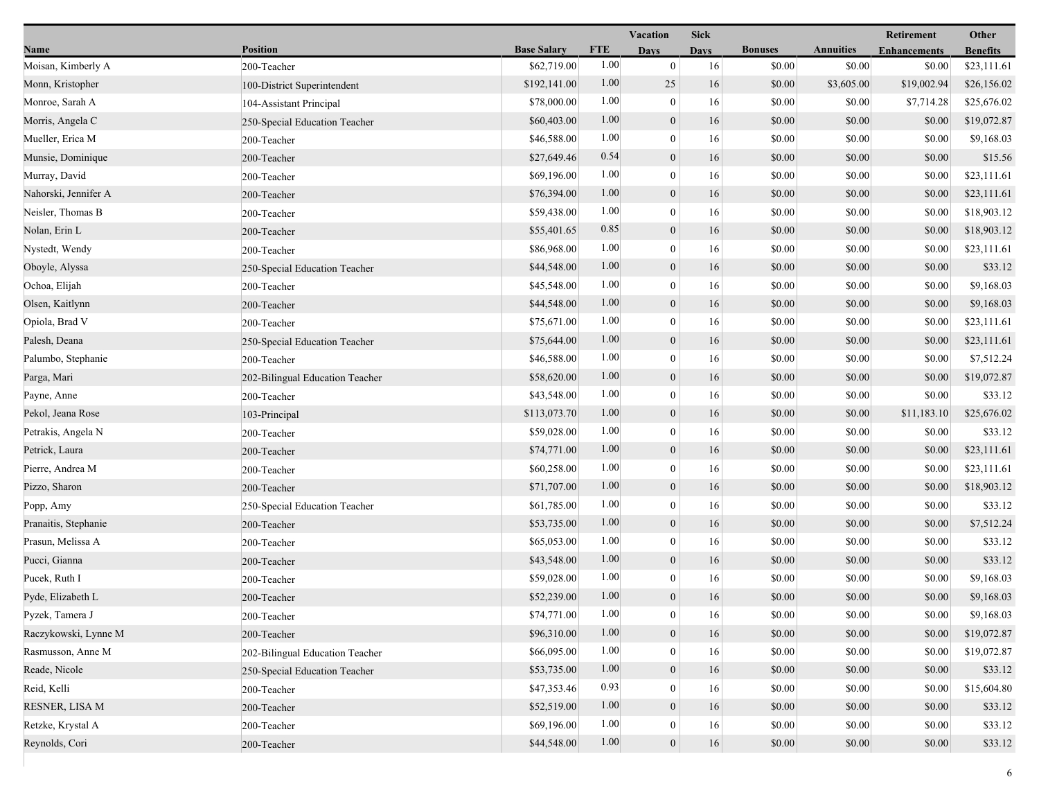| Name | Position | Base Salary | FTE | Vacation Days | Sick Days | Bonuses | Annuities | Retirement Enhancements | Other Benefits |
|---|---|---|---|---|---|---|---|---|---|
| Moisan, Kimberly A | 200-Teacher | $62,719.00 | 1.00 | 0 | 16 | $0.00 | $0.00 | $0.00 | $23,111.61 |
| Monn, Kristopher | 100-District Superintendent | $192,141.00 | 1.00 | 25 | 16 | $0.00 | $3,605.00 | $19,002.94 | $26,156.02 |
| Monroe, Sarah A | 104-Assistant Principal | $78,000.00 | 1.00 | 0 | 16 | $0.00 | $0.00 | $7,714.28 | $25,676.02 |
| Morris, Angela C | 250-Special Education Teacher | $60,403.00 | 1.00 | 0 | 16 | $0.00 | $0.00 | $0.00 | $19,072.87 |
| Mueller, Erica M | 200-Teacher | $46,588.00 | 1.00 | 0 | 16 | $0.00 | $0.00 | $0.00 | $9,168.03 |
| Munsie, Dominique | 200-Teacher | $27,649.46 | 0.54 | 0 | 16 | $0.00 | $0.00 | $0.00 | $15.56 |
| Murray, David | 200-Teacher | $69,196.00 | 1.00 | 0 | 16 | $0.00 | $0.00 | $0.00 | $23,111.61 |
| Nahorski, Jennifer A | 200-Teacher | $76,394.00 | 1.00 | 0 | 16 | $0.00 | $0.00 | $0.00 | $23,111.61 |
| Neisler, Thomas B | 200-Teacher | $59,438.00 | 1.00 | 0 | 16 | $0.00 | $0.00 | $0.00 | $18,903.12 |
| Nolan, Erin L | 200-Teacher | $55,401.65 | 0.85 | 0 | 16 | $0.00 | $0.00 | $0.00 | $18,903.12 |
| Nystedt, Wendy | 200-Teacher | $86,968.00 | 1.00 | 0 | 16 | $0.00 | $0.00 | $0.00 | $23,111.61 |
| Oboyle, Alyssa | 250-Special Education Teacher | $44,548.00 | 1.00 | 0 | 16 | $0.00 | $0.00 | $0.00 | $33.12 |
| Ochoa, Elijah | 200-Teacher | $45,548.00 | 1.00 | 0 | 16 | $0.00 | $0.00 | $0.00 | $9,168.03 |
| Olsen, Kaitlynn | 200-Teacher | $44,548.00 | 1.00 | 0 | 16 | $0.00 | $0.00 | $0.00 | $9,168.03 |
| Opiola, Brad V | 200-Teacher | $75,671.00 | 1.00 | 0 | 16 | $0.00 | $0.00 | $0.00 | $23,111.61 |
| Palesh, Deana | 250-Special Education Teacher | $75,644.00 | 1.00 | 0 | 16 | $0.00 | $0.00 | $0.00 | $23,111.61 |
| Palumbo, Stephanie | 200-Teacher | $46,588.00 | 1.00 | 0 | 16 | $0.00 | $0.00 | $0.00 | $7,512.24 |
| Parga, Mari | 202-Bilingual Education Teacher | $58,620.00 | 1.00 | 0 | 16 | $0.00 | $0.00 | $0.00 | $19,072.87 |
| Payne, Anne | 200-Teacher | $43,548.00 | 1.00 | 0 | 16 | $0.00 | $0.00 | $0.00 | $33.12 |
| Pekol, Jeana Rose | 103-Principal | $113,073.70 | 1.00 | 0 | 16 | $0.00 | $0.00 | $11,183.10 | $25,676.02 |
| Petrakis, Angela N | 200-Teacher | $59,028.00 | 1.00 | 0 | 16 | $0.00 | $0.00 | $0.00 | $33.12 |
| Petrick, Laura | 200-Teacher | $74,771.00 | 1.00 | 0 | 16 | $0.00 | $0.00 | $0.00 | $23,111.61 |
| Pierre, Andrea M | 200-Teacher | $60,258.00 | 1.00 | 0 | 16 | $0.00 | $0.00 | $0.00 | $23,111.61 |
| Pizzo, Sharon | 200-Teacher | $71,707.00 | 1.00 | 0 | 16 | $0.00 | $0.00 | $0.00 | $18,903.12 |
| Popp, Amy | 250-Special Education Teacher | $61,785.00 | 1.00 | 0 | 16 | $0.00 | $0.00 | $0.00 | $33.12 |
| Pranaitis, Stephanie | 200-Teacher | $53,735.00 | 1.00 | 0 | 16 | $0.00 | $0.00 | $0.00 | $7,512.24 |
| Prasun, Melissa A | 200-Teacher | $65,053.00 | 1.00 | 0 | 16 | $0.00 | $0.00 | $0.00 | $33.12 |
| Pucci, Gianna | 200-Teacher | $43,548.00 | 1.00 | 0 | 16 | $0.00 | $0.00 | $0.00 | $33.12 |
| Pucek, Ruth I | 200-Teacher | $59,028.00 | 1.00 | 0 | 16 | $0.00 | $0.00 | $0.00 | $9,168.03 |
| Pyde, Elizabeth L | 200-Teacher | $52,239.00 | 1.00 | 0 | 16 | $0.00 | $0.00 | $0.00 | $9,168.03 |
| Pyzek, Tamera J | 200-Teacher | $74,771.00 | 1.00 | 0 | 16 | $0.00 | $0.00 | $0.00 | $9,168.03 |
| Raczykowski, Lynne M | 200-Teacher | $96,310.00 | 1.00 | 0 | 16 | $0.00 | $0.00 | $0.00 | $19,072.87 |
| Rasmusson, Anne M | 202-Bilingual Education Teacher | $66,095.00 | 1.00 | 0 | 16 | $0.00 | $0.00 | $0.00 | $19,072.87 |
| Reade, Nicole | 250-Special Education Teacher | $53,735.00 | 1.00 | 0 | 16 | $0.00 | $0.00 | $0.00 | $33.12 |
| Reid, Kelli | 200-Teacher | $47,353.46 | 0.93 | 0 | 16 | $0.00 | $0.00 | $0.00 | $15,604.80 |
| RESNER, LISA M | 200-Teacher | $52,519.00 | 1.00 | 0 | 16 | $0.00 | $0.00 | $0.00 | $33.12 |
| Retzke, Krystal A | 200-Teacher | $69,196.00 | 1.00 | 0 | 16 | $0.00 | $0.00 | $0.00 | $33.12 |
| Reynolds, Cori | 200-Teacher | $44,548.00 | 1.00 | 0 | 16 | $0.00 | $0.00 | $0.00 | $33.12 |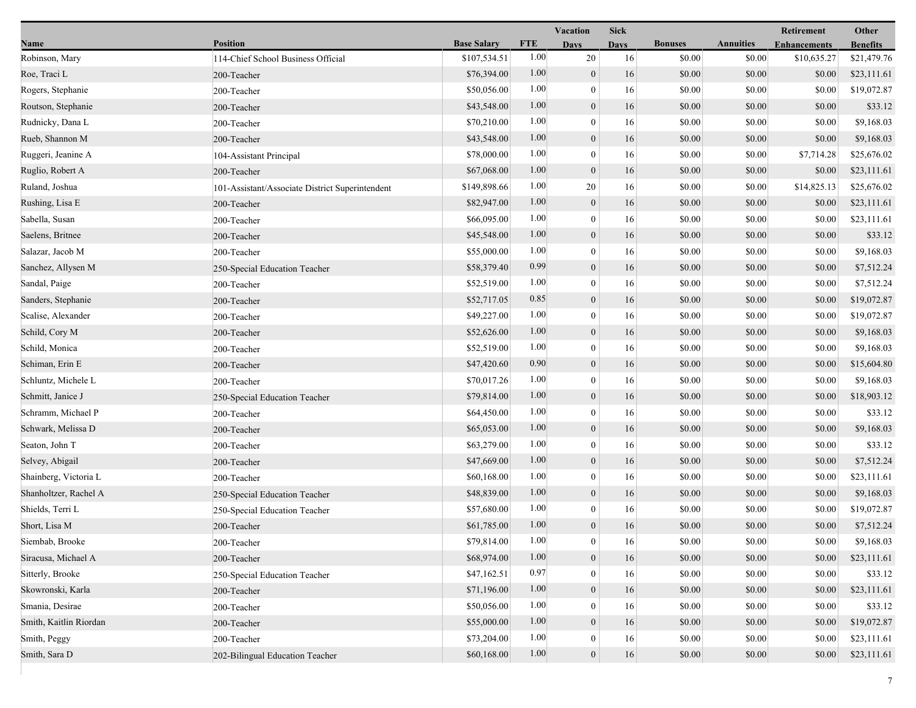| Name | Position | Base Salary | FTE | Vacation Days | Sick Days | Bonuses | Annuities | Retirement Enhancements | Other Benefits |
|---|---|---|---|---|---|---|---|---|---|
| Robinson, Mary | 114-Chief School Business Official | $107,534.51 | 1.00 | 20 | 16 | $0.00 | $0.00 | $10,635.27 | $21,479.76 |
| Roe, Traci L | 200-Teacher | $76,394.00 | 1.00 | 0 | 16 | $0.00 | $0.00 | $0.00 | $23,111.61 |
| Rogers, Stephanie | 200-Teacher | $50,056.00 | 1.00 | 0 | 16 | $0.00 | $0.00 | $0.00 | $19,072.87 |
| Routson, Stephanie | 200-Teacher | $43,548.00 | 1.00 | 0 | 16 | $0.00 | $0.00 | $0.00 | $33.12 |
| Rudnicky, Dana L | 200-Teacher | $70,210.00 | 1.00 | 0 | 16 | $0.00 | $0.00 | $0.00 | $9,168.03 |
| Rueb, Shannon M | 200-Teacher | $43,548.00 | 1.00 | 0 | 16 | $0.00 | $0.00 | $0.00 | $9,168.03 |
| Ruggeri, Jeanine A | 104-Assistant Principal | $78,000.00 | 1.00 | 0 | 16 | $0.00 | $0.00 | $7,714.28 | $25,676.02 |
| Ruglio, Robert A | 200-Teacher | $67,068.00 | 1.00 | 0 | 16 | $0.00 | $0.00 | $0.00 | $23,111.61 |
| Ruland, Joshua | 101-Assistant/Associate District Superintendent | $149,898.66 | 1.00 | 20 | 16 | $0.00 | $0.00 | $14,825.13 | $25,676.02 |
| Rushing, Lisa E | 200-Teacher | $82,947.00 | 1.00 | 0 | 16 | $0.00 | $0.00 | $0.00 | $23,111.61 |
| Sabella, Susan | 200-Teacher | $66,095.00 | 1.00 | 0 | 16 | $0.00 | $0.00 | $0.00 | $23,111.61 |
| Saelens, Britnee | 200-Teacher | $45,548.00 | 1.00 | 0 | 16 | $0.00 | $0.00 | $0.00 | $33.12 |
| Salazar, Jacob M | 200-Teacher | $55,000.00 | 1.00 | 0 | 16 | $0.00 | $0.00 | $0.00 | $9,168.03 |
| Sanchez, Allysen M | 250-Special Education Teacher | $58,379.40 | 0.99 | 0 | 16 | $0.00 | $0.00 | $0.00 | $7,512.24 |
| Sandal, Paige | 200-Teacher | $52,519.00 | 1.00 | 0 | 16 | $0.00 | $0.00 | $0.00 | $7,512.24 |
| Sanders, Stephanie | 200-Teacher | $52,717.05 | 0.85 | 0 | 16 | $0.00 | $0.00 | $0.00 | $19,072.87 |
| Scalise, Alexander | 200-Teacher | $49,227.00 | 1.00 | 0 | 16 | $0.00 | $0.00 | $0.00 | $19,072.87 |
| Schild, Cory M | 200-Teacher | $52,626.00 | 1.00 | 0 | 16 | $0.00 | $0.00 | $0.00 | $9,168.03 |
| Schild, Monica | 200-Teacher | $52,519.00 | 1.00 | 0 | 16 | $0.00 | $0.00 | $0.00 | $9,168.03 |
| Schiman, Erin E | 200-Teacher | $47,420.60 | 0.90 | 0 | 16 | $0.00 | $0.00 | $0.00 | $15,604.80 |
| Schluntz, Michele L | 200-Teacher | $70,017.26 | 1.00 | 0 | 16 | $0.00 | $0.00 | $0.00 | $9,168.03 |
| Schmitt, Janice J | 250-Special Education Teacher | $79,814.00 | 1.00 | 0 | 16 | $0.00 | $0.00 | $0.00 | $18,903.12 |
| Schramm, Michael P | 200-Teacher | $64,450.00 | 1.00 | 0 | 16 | $0.00 | $0.00 | $0.00 | $33.12 |
| Schwark, Melissa D | 200-Teacher | $65,053.00 | 1.00 | 0 | 16 | $0.00 | $0.00 | $0.00 | $9,168.03 |
| Seaton, John T | 200-Teacher | $63,279.00 | 1.00 | 0 | 16 | $0.00 | $0.00 | $0.00 | $33.12 |
| Selvey, Abigail | 200-Teacher | $47,669.00 | 1.00 | 0 | 16 | $0.00 | $0.00 | $0.00 | $7,512.24 |
| Shainberg, Victoria L | 200-Teacher | $60,168.00 | 1.00 | 0 | 16 | $0.00 | $0.00 | $0.00 | $23,111.61 |
| Shanholtzer, Rachel A | 250-Special Education Teacher | $48,839.00 | 1.00 | 0 | 16 | $0.00 | $0.00 | $0.00 | $9,168.03 |
| Shields, Terri L | 250-Special Education Teacher | $57,680.00 | 1.00 | 0 | 16 | $0.00 | $0.00 | $0.00 | $19,072.87 |
| Short, Lisa M | 200-Teacher | $61,785.00 | 1.00 | 0 | 16 | $0.00 | $0.00 | $0.00 | $7,512.24 |
| Siembab, Brooke | 200-Teacher | $79,814.00 | 1.00 | 0 | 16 | $0.00 | $0.00 | $0.00 | $9,168.03 |
| Siracusa, Michael A | 200-Teacher | $68,974.00 | 1.00 | 0 | 16 | $0.00 | $0.00 | $0.00 | $23,111.61 |
| Sitterly, Brooke | 250-Special Education Teacher | $47,162.51 | 0.97 | 0 | 16 | $0.00 | $0.00 | $0.00 | $33.12 |
| Skowronski, Karla | 200-Teacher | $71,196.00 | 1.00 | 0 | 16 | $0.00 | $0.00 | $0.00 | $23,111.61 |
| Smania, Desirae | 200-Teacher | $50,056.00 | 1.00 | 0 | 16 | $0.00 | $0.00 | $0.00 | $33.12 |
| Smith, Kaitlin Riordan | 200-Teacher | $55,000.00 | 1.00 | 0 | 16 | $0.00 | $0.00 | $0.00 | $19,072.87 |
| Smith, Peggy | 200-Teacher | $73,204.00 | 1.00 | 0 | 16 | $0.00 | $0.00 | $0.00 | $23,111.61 |
| Smith, Sara D | 202-Bilingual Education Teacher | $60,168.00 | 1.00 | 0 | 16 | $0.00 | $0.00 | $0.00 | $23,111.61 |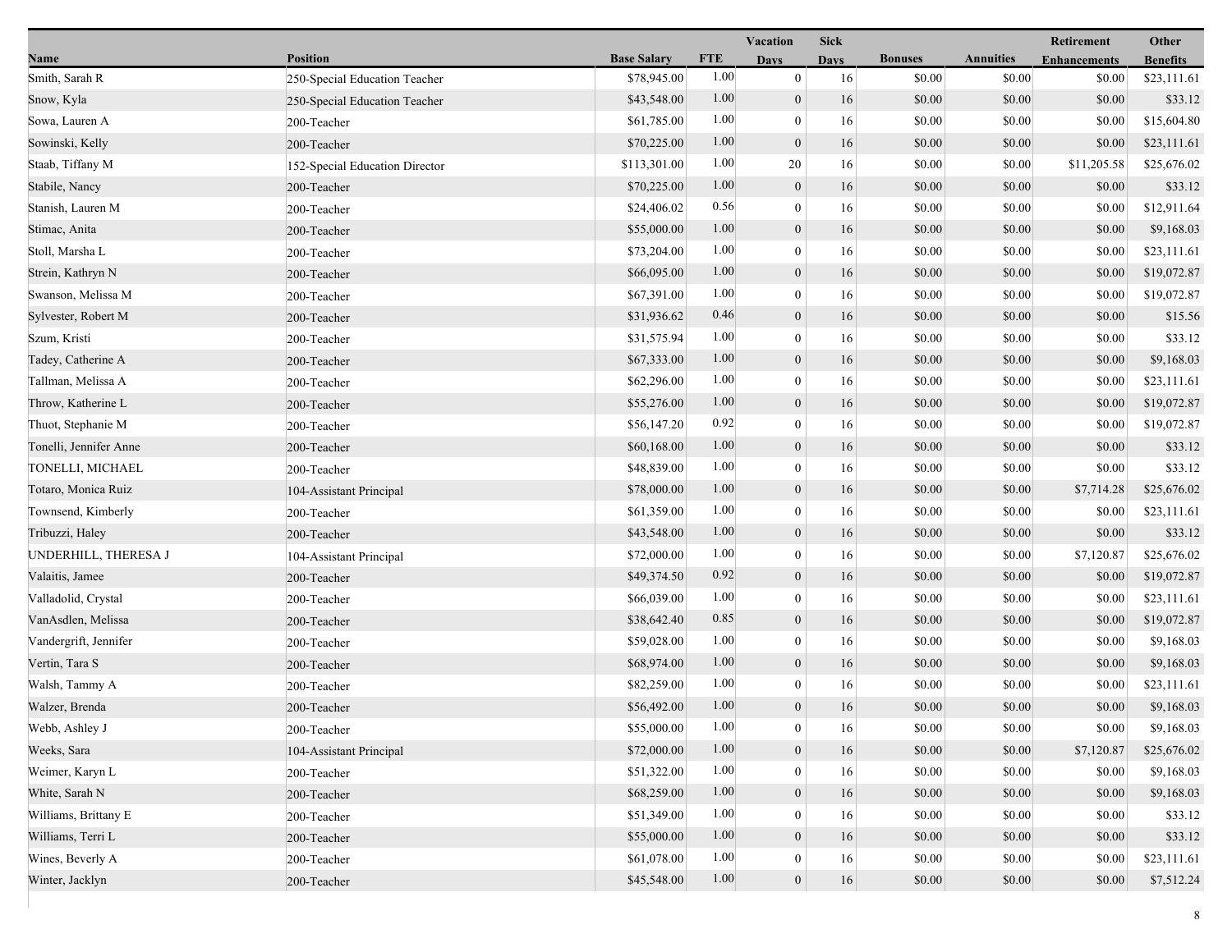| Name | Position | Base Salary | FTE | Vacation Days | Sick Days | Bonuses | Annuities | Retirement Enhancements | Other Benefits |
|---|---|---|---|---|---|---|---|---|---|
| Smith, Sarah R | 250-Special Education Teacher | $78,945.00 | 1.00 | 0 | 16 | $0.00 | $0.00 | $0.00 | $23,111.61 |
| Snow, Kyla | 250-Special Education Teacher | $43,548.00 | 1.00 | 0 | 16 | $0.00 | $0.00 | $0.00 | $33.12 |
| Sowa, Lauren A | 200-Teacher | $61,785.00 | 1.00 | 0 | 16 | $0.00 | $0.00 | $0.00 | $15,604.80 |
| Sowinski, Kelly | 200-Teacher | $70,225.00 | 1.00 | 0 | 16 | $0.00 | $0.00 | $0.00 | $23,111.61 |
| Staab, Tiffany M | 152-Special Education Director | $113,301.00 | 1.00 | 20 | 16 | $0.00 | $0.00 | $11,205.58 | $25,676.02 |
| Stabile, Nancy | 200-Teacher | $70,225.00 | 1.00 | 0 | 16 | $0.00 | $0.00 | $0.00 | $33.12 |
| Stanish, Lauren M | 200-Teacher | $24,406.02 | 0.56 | 0 | 16 | $0.00 | $0.00 | $0.00 | $12,911.64 |
| Stimac, Anita | 200-Teacher | $55,000.00 | 1.00 | 0 | 16 | $0.00 | $0.00 | $0.00 | $9,168.03 |
| Stoll, Marsha L | 200-Teacher | $73,204.00 | 1.00 | 0 | 16 | $0.00 | $0.00 | $0.00 | $23,111.61 |
| Strein, Kathryn N | 200-Teacher | $66,095.00 | 1.00 | 0 | 16 | $0.00 | $0.00 | $0.00 | $19,072.87 |
| Swanson, Melissa M | 200-Teacher | $67,391.00 | 1.00 | 0 | 16 | $0.00 | $0.00 | $0.00 | $19,072.87 |
| Sylvester, Robert M | 200-Teacher | $31,936.62 | 0.46 | 0 | 16 | $0.00 | $0.00 | $0.00 | $15.56 |
| Szum, Kristi | 200-Teacher | $31,575.94 | 1.00 | 0 | 16 | $0.00 | $0.00 | $0.00 | $33.12 |
| Tadey, Catherine A | 200-Teacher | $67,333.00 | 1.00 | 0 | 16 | $0.00 | $0.00 | $0.00 | $9,168.03 |
| Tallman, Melissa A | 200-Teacher | $62,296.00 | 1.00 | 0 | 16 | $0.00 | $0.00 | $0.00 | $23,111.61 |
| Throw, Katherine L | 200-Teacher | $55,276.00 | 1.00 | 0 | 16 | $0.00 | $0.00 | $0.00 | $19,072.87 |
| Thuot, Stephanie M | 200-Teacher | $56,147.20 | 0.92 | 0 | 16 | $0.00 | $0.00 | $0.00 | $19,072.87 |
| Tonelli, Jennifer Anne | 200-Teacher | $60,168.00 | 1.00 | 0 | 16 | $0.00 | $0.00 | $0.00 | $33.12 |
| TONELLI, MICHAEL | 200-Teacher | $48,839.00 | 1.00 | 0 | 16 | $0.00 | $0.00 | $0.00 | $33.12 |
| Totaro, Monica Ruiz | 104-Assistant Principal | $78,000.00 | 1.00 | 0 | 16 | $0.00 | $0.00 | $7,714.28 | $25,676.02 |
| Townsend, Kimberly | 200-Teacher | $61,359.00 | 1.00 | 0 | 16 | $0.00 | $0.00 | $0.00 | $23,111.61 |
| Tribuzzi, Haley | 200-Teacher | $43,548.00 | 1.00 | 0 | 16 | $0.00 | $0.00 | $0.00 | $33.12 |
| UNDERHILL, THERESA J | 104-Assistant Principal | $72,000.00 | 1.00 | 0 | 16 | $0.00 | $0.00 | $7,120.87 | $25,676.02 |
| Valaitis, Jamee | 200-Teacher | $49,374.50 | 0.92 | 0 | 16 | $0.00 | $0.00 | $0.00 | $19,072.87 |
| Valladolid, Crystal | 200-Teacher | $66,039.00 | 1.00 | 0 | 16 | $0.00 | $0.00 | $0.00 | $23,111.61 |
| VanAsdlen, Melissa | 200-Teacher | $38,642.40 | 0.85 | 0 | 16 | $0.00 | $0.00 | $0.00 | $19,072.87 |
| Vandergrift, Jennifer | 200-Teacher | $59,028.00 | 1.00 | 0 | 16 | $0.00 | $0.00 | $0.00 | $9,168.03 |
| Vertin, Tara S | 200-Teacher | $68,974.00 | 1.00 | 0 | 16 | $0.00 | $0.00 | $0.00 | $9,168.03 |
| Walsh, Tammy A | 200-Teacher | $82,259.00 | 1.00 | 0 | 16 | $0.00 | $0.00 | $0.00 | $23,111.61 |
| Walzer, Brenda | 200-Teacher | $56,492.00 | 1.00 | 0 | 16 | $0.00 | $0.00 | $0.00 | $9,168.03 |
| Webb, Ashley J | 200-Teacher | $55,000.00 | 1.00 | 0 | 16 | $0.00 | $0.00 | $0.00 | $9,168.03 |
| Weeks, Sara | 104-Assistant Principal | $72,000.00 | 1.00 | 0 | 16 | $0.00 | $0.00 | $7,120.87 | $25,676.02 |
| Weimer, Karyn L | 200-Teacher | $51,322.00 | 1.00 | 0 | 16 | $0.00 | $0.00 | $0.00 | $9,168.03 |
| White, Sarah N | 200-Teacher | $68,259.00 | 1.00 | 0 | 16 | $0.00 | $0.00 | $0.00 | $9,168.03 |
| Williams, Brittany E | 200-Teacher | $51,349.00 | 1.00 | 0 | 16 | $0.00 | $0.00 | $0.00 | $33.12 |
| Williams, Terri L | 200-Teacher | $55,000.00 | 1.00 | 0 | 16 | $0.00 | $0.00 | $0.00 | $33.12 |
| Wines, Beverly A | 200-Teacher | $61,078.00 | 1.00 | 0 | 16 | $0.00 | $0.00 | $0.00 | $23,111.61 |
| Winter, Jacklyn | 200-Teacher | $45,548.00 | 1.00 | 0 | 16 | $0.00 | $0.00 | $0.00 | $7,512.24 |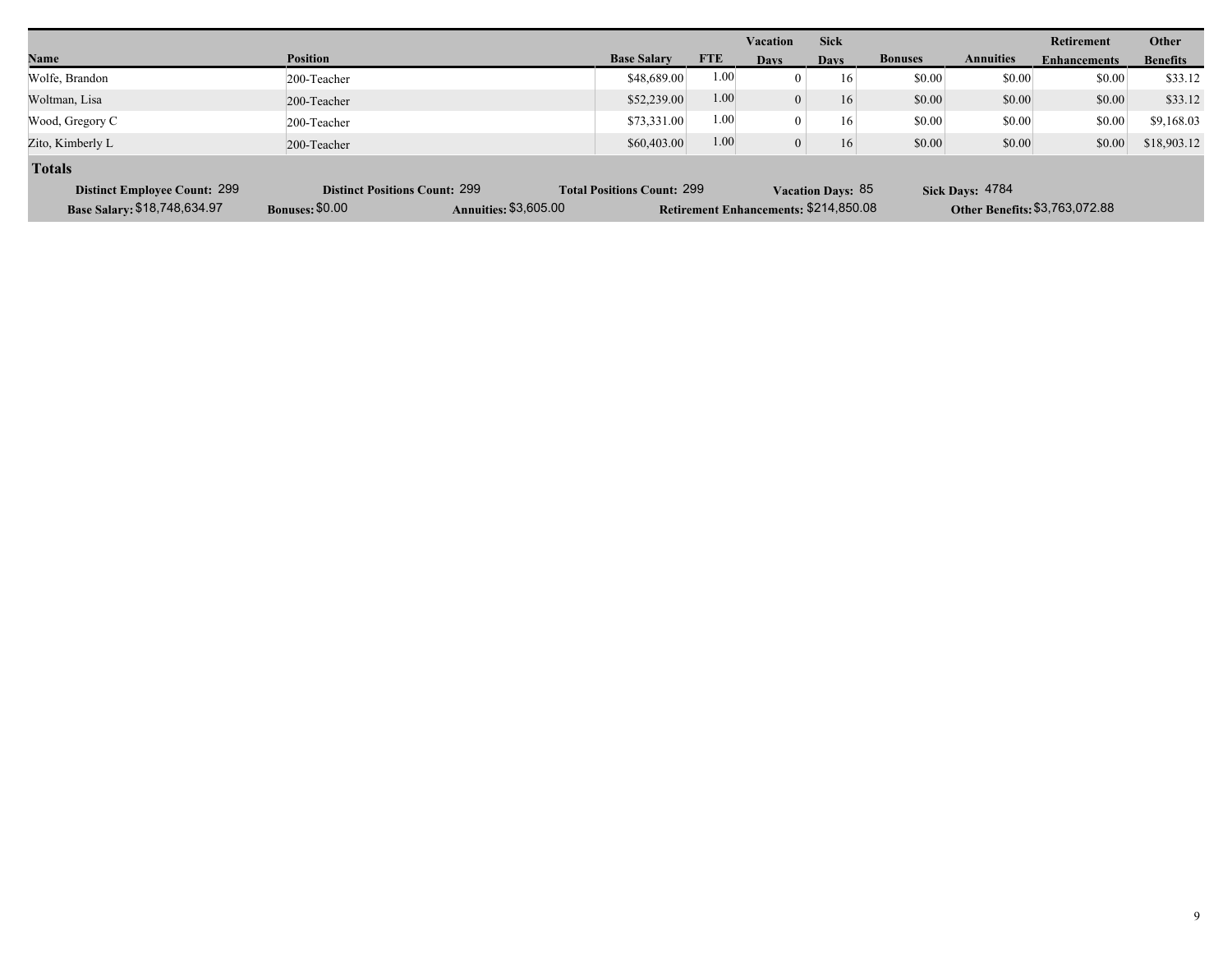| Name | Position | Base Salary | FTE | Vacation Days | Sick Days | Bonuses | Annuities | Retirement Enhancements | Other Benefits |
|---|---|---|---|---|---|---|---|---|---|
| Wolfe, Brandon | 200-Teacher | $48,689.00 | 1.00 | 0 | 16 | $0.00 | $0.00 | $0.00 | $33.12 |
| Woltman, Lisa | 200-Teacher | $52,239.00 | 1.00 | 0 | 16 | $0.00 | $0.00 | $0.00 | $33.12 |
| Wood, Gregory C | 200-Teacher | $73,331.00 | 1.00 | 0 | 16 | $0.00 | $0.00 | $0.00 | $9,168.03 |
| Zito, Kimberly L | 200-Teacher | $60,403.00 | 1.00 | 0 | 16 | $0.00 | $0.00 | $0.00 | $18,903.12 |

**Totals**

**Distinct Employee Count:** 299 **Distinct Positions Count:** 299 **Total Positions Count:** 299 **Vacation Days:** 85 **Sick Days:** 4784

**Base Salary:** $18,748,634.97 **Bonuses:** $0.00 **Annuities:** $3,605.00 **Retirement Enhancements:** $214,850.08 **Other Benefits:** $3,763,072.88